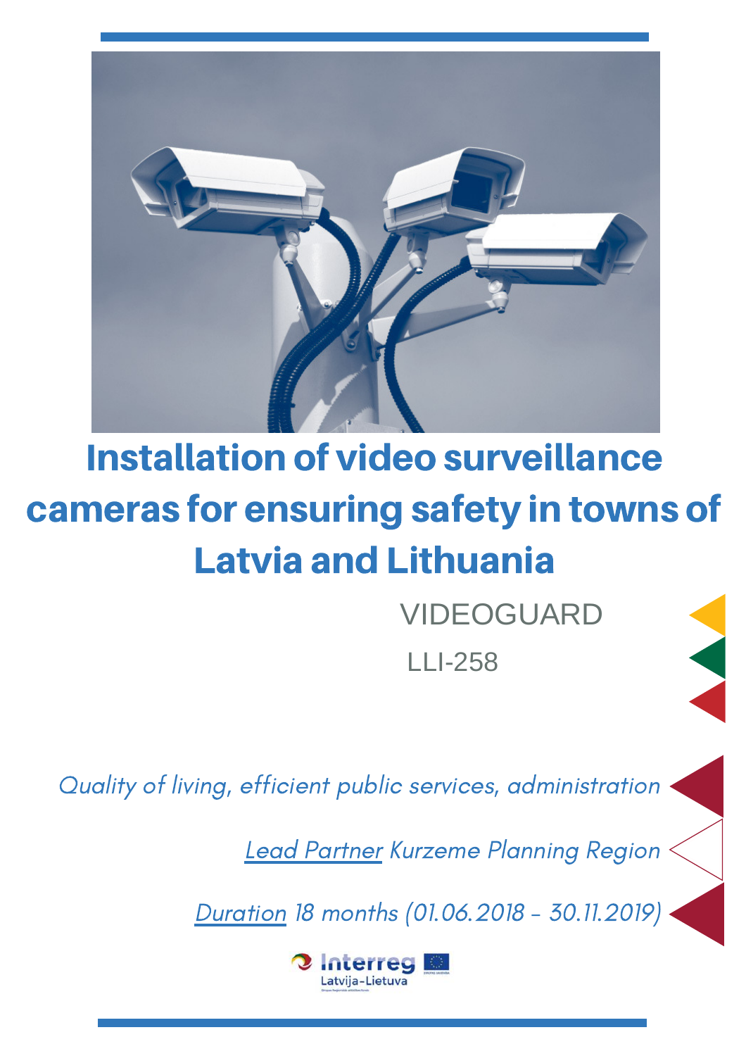# Installation of video surveillance cameras for ensuring safety in towns of Latvia and Lithuania

VIDEOGUARD

LLI-258

*Quality of living, efficient public services, administration*

*Lead Partner Kurzeme Planning Region*

*Duration 18 months (01.06.2018 – 30.11.2019)*

Interreg Latvija–Lietuva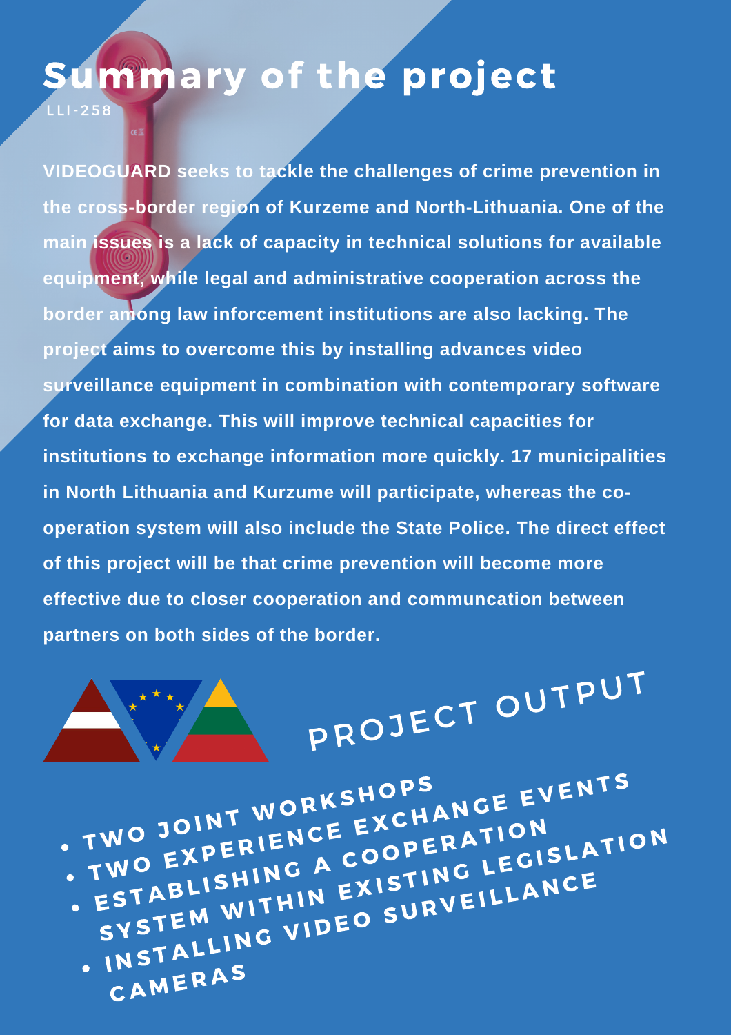# Summary of the project

LLI-258

**VIDEOGUARD seeks to tackle the challenges of crime prevention in the cross-border region of Kurzeme and North-Lithuania. One of the main issues is a lack of capacity in technical solutions for available equipment, while legal and administrative cooperation across the border among law inforcement institutions are also lacking. The project aims to overcome this by installing advances video surveillance equipment in combination with contemporary software for data exchange. This will improve technical capacities for institutions to exchange information more quickly. 17 municipalities in North Lithuania and Kurzume will participate, whereas the co-operation system will also include the State Police. The direct effect of this project will be that crime prevention will become more effective due to closer cooperation and communcation between partners on both sides of the border.**

## PROJECT OUTPUT

- TWO JOINT WORKSHOPS
- TWO EXPERIENCE EXCHANGE EVENTS
- ESTABLISHING A COOPERATION SYSTEM WITHIN EXISTING LEGISLATION
- INSTALLING VIDEO SURVEILLANCE CAMERAS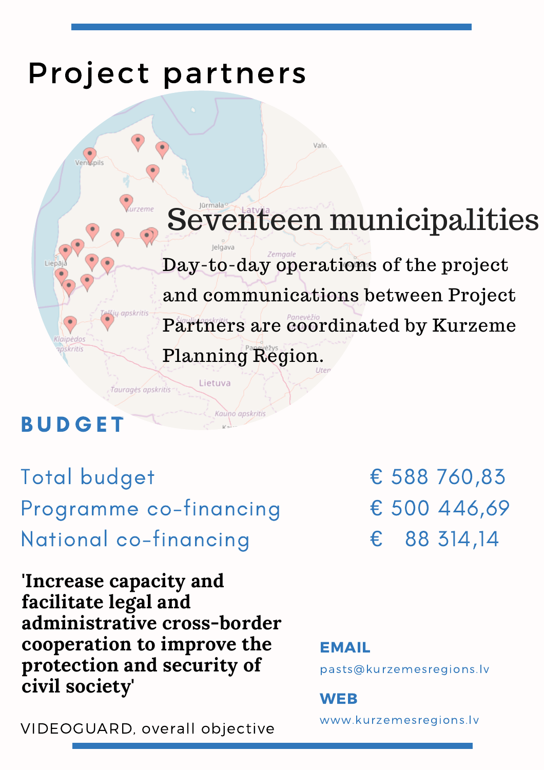# Project partners

## Seventeen municipalities

Day-to-day operations of the project and communications between Project Partners are coordinated by Kurzeme Planning Region.

## BUDGET

| | |
|---|---|
| Total budget | € 588 760,83 |
| Programme co-financing | € 500 446,69 |
| National co-financing | € 88 314,14 |

**'Increase capacity and facilitate legal and administrative cross-border cooperation to improve the protection and security of civil society'**

VIDEOGUARD, overall objective

**EMAIL**

pasts@kurzemesregions.lv

**WEB**

www.kurzemesregions.lv